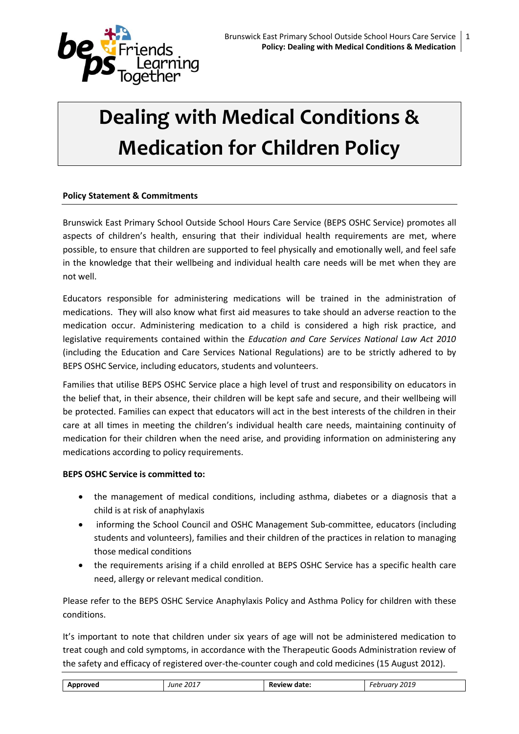# Dealing with Medical Conditions & Medication for Children Policy

**Policy Statement & Commitments**

Brunswick East Primary School Outside School Hours Care Service (BEPS OSHC Service) promotes all aspects of children's health, ensuring that their individual health requirements are met, where possible, to ensure that children are supported to feel physically and emotionally well, and feel safe in the knowledge that their wellbeing and individual health care needs will be met when they are not well.

Educators responsible for administering medications will be trained in the administration of medications. They will also know what first aid measures to take should an adverse reaction to the medication occur. Administering medication to a child is considered a high risk practice, and legislative requirements contained within the *Education and Care Services National Law Act 2010* (including the Education and Care Services National Regulations) are to be strictly adhered to by BEPS OSHC Service, including educators, students and volunteers.

Families that utilise BEPS OSHC Service place a high level of trust and responsibility on educators in the belief that, in their absence, their children will be kept safe and secure, and their wellbeing will be protected. Families can expect that educators will act in the best interests of the children in their care at all times in meeting the children's individual health care needs, maintaining continuity of medication for their children when the need arise, and providing information on administering any medications according to policy requirements.

**BEPS OSHC Service is committed to:**

- the management of medical conditions, including asthma, diabetes or a diagnosis that a child is at risk of anaphylaxis
- informing the School Council and OSHC Management Sub-committee, educators (including students and volunteers), families and their children of the practices in relation to managing those medical conditions
- the requirements arising if a child enrolled at BEPS OSHC Service has a specific health care need, allergy or relevant medical condition.

Please refer to the BEPS OSHC Service Anaphylaxis Policy and Asthma Policy for children with these conditions.

It's important to note that children under six years of age will not be administered medication to treat cough and cold symptoms, in accordance with the Therapeutic Goods Administration review of the safety and efficacy of registered over-the-counter cough and cold medicines (15 August 2012).

| Approved | June 2017 | Review date: | February 2019 |
|---|---|---|---|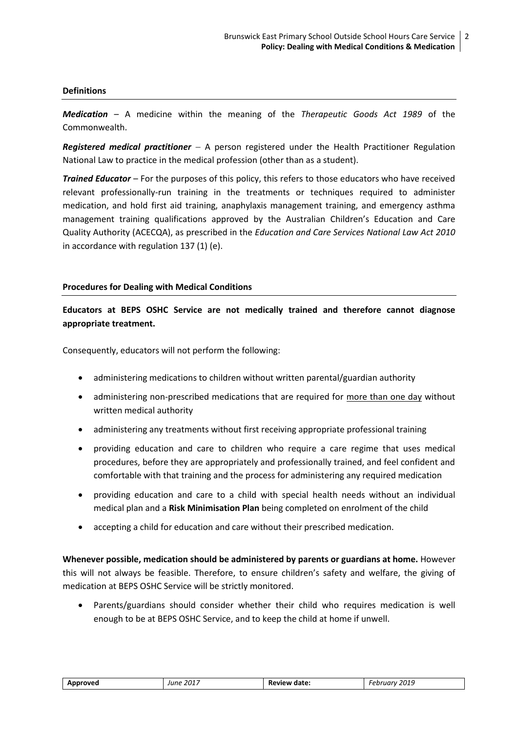## Definitions

***Medication*** – A medicine within the meaning of the *Therapeutic Goods Act 1989* of the Commonwealth.

***Registered medical practitioner*** – A person registered under the Health Practitioner Regulation National Law to practice in the medical profession (other than as a student).

***Trained Educator*** – For the purposes of this policy, this refers to those educators who have received relevant professionally-run training in the treatments or techniques required to administer medication, and hold first aid training, anaphylaxis management training, and emergency asthma management training qualifications approved by the Australian Children's Education and Care Quality Authority (ACECQA), as prescribed in the *Education and Care Services National Law Act 2010* in accordance with regulation 137 (1) (e).

## Procedures for Dealing with Medical Conditions

**Educators at BEPS OSHC Service are not medically trained and therefore cannot diagnose appropriate treatment.**

Consequently, educators will not perform the following:

- administering medications to children without written parental/guardian authority
- administering non-prescribed medications that are required for <u>more than one day</u> without written medical authority
- administering any treatments without first receiving appropriate professional training
- providing education and care to children who require a care regime that uses medical procedures, before they are appropriately and professionally trained, and feel confident and comfortable with that training and the process for administering any required medication
- providing education and care to a child with special health needs without an individual medical plan and a **Risk Minimisation Plan** being completed on enrolment of the child
- accepting a child for education and care without their prescribed medication.

**Whenever possible, medication should be administered by parents or guardians at home.** However this will not always be feasible. Therefore, to ensure children's safety and welfare, the giving of medication at BEPS OSHC Service will be strictly monitored.

- Parents/guardians should consider whether their child who requires medication is well enough to be at BEPS OSHC Service, and to keep the child at home if unwell.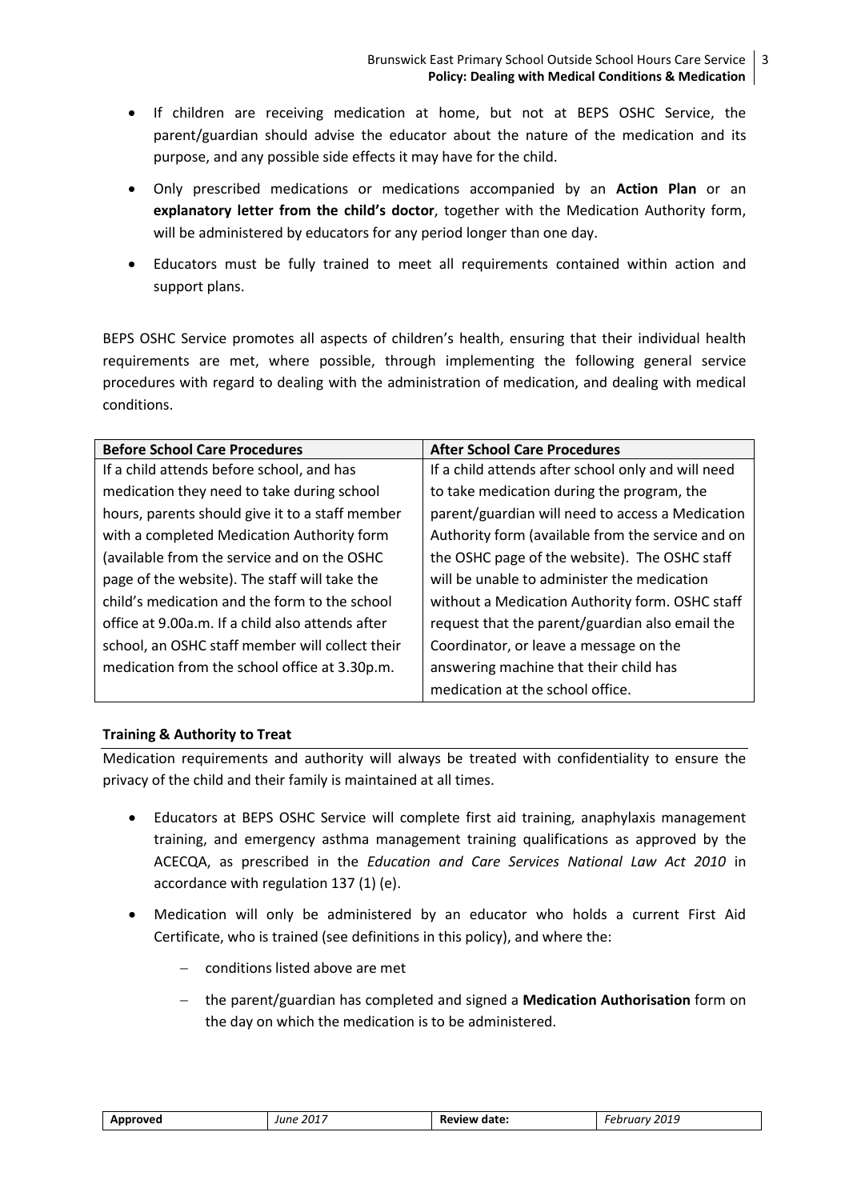- If children are receiving medication at home, but not at BEPS OSHC Service, the parent/guardian should advise the educator about the nature of the medication and its purpose, and any possible side effects it may have for the child.
- Only prescribed medications or medications accompanied by an **Action Plan** or an **explanatory letter from the child's doctor**, together with the Medication Authority form, will be administered by educators for any period longer than one day.
- Educators must be fully trained to meet all requirements contained within action and support plans.

BEPS OSHC Service promotes all aspects of children's health, ensuring that their individual health requirements are met, where possible, through implementing the following general service procedures with regard to dealing with the administration of medication, and dealing with medical conditions.

| Before School Care Procedures | After School Care Procedures |
|---|---|
| If a child attends before school, and has medication they need to take during school hours, parents should give it to a staff member with a completed Medication Authority form (available from the service and on the OSHC page of the website). The staff will take the child's medication and the form to the school office at 9.00a.m. If a child also attends after school, an OSHC staff member will collect their medication from the school office at 3.30p.m. | If a child attends after school only and will need to take medication during the program, the parent/guardian will need to access a Medication Authority form (available from the service and on the OSHC page of the website). The OSHC staff will be unable to administer the medication without a Medication Authority form. OSHC staff request that the parent/guardian also email the Coordinator, or leave a message on the answering machine that their child has medication at the school office. |

### Training & Authority to Treat

Medication requirements and authority will always be treated with confidentiality to ensure the privacy of the child and their family is maintained at all times.

- Educators at BEPS OSHC Service will complete first aid training, anaphylaxis management training, and emergency asthma management training qualifications as approved by the ACECQA, as prescribed in the *Education and Care Services National Law Act 2010* in accordance with regulation 137 (1) (e).
- Medication will only be administered by an educator who holds a current First Aid Certificate, who is trained (see definitions in this policy), and where the:
  - conditions listed above are met
  - the parent/guardian has completed and signed a **Medication Authorisation** form on the day on which the medication is to be administered.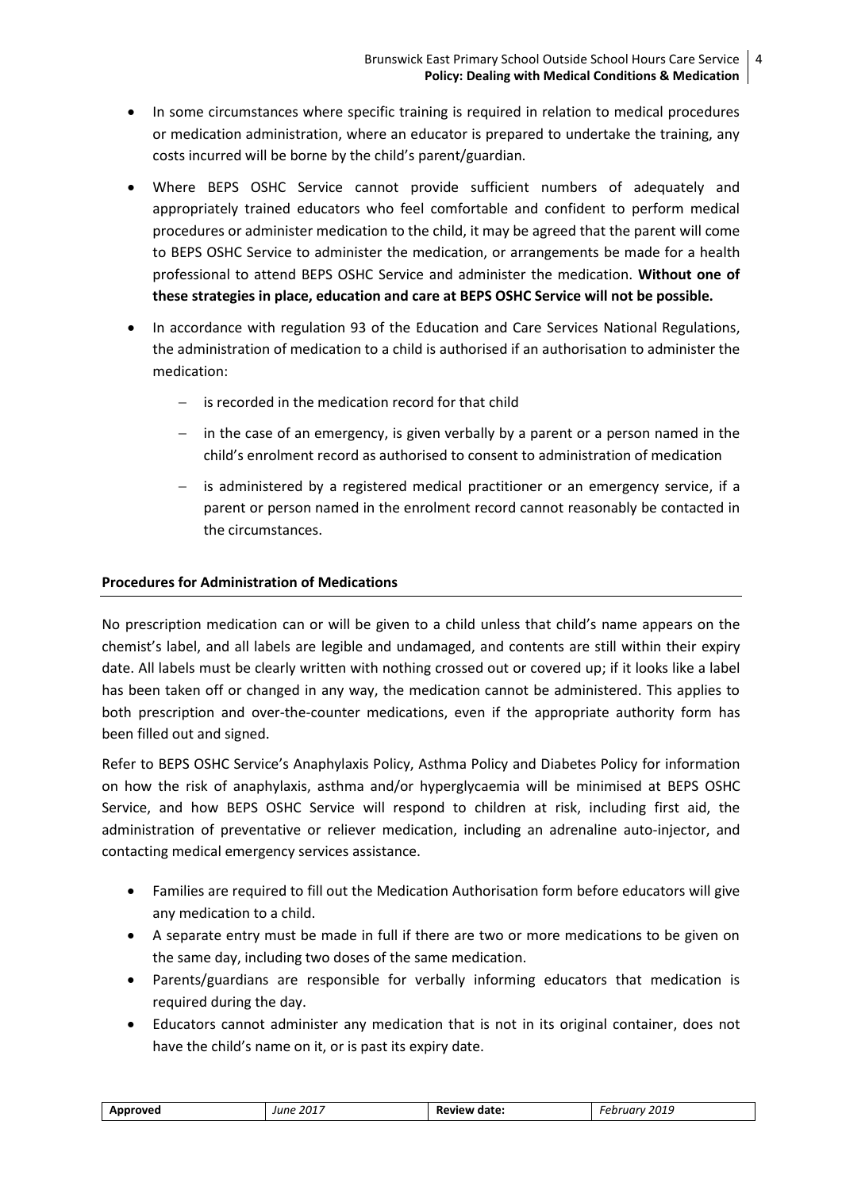- In some circumstances where specific training is required in relation to medical procedures or medication administration, where an educator is prepared to undertake the training, any costs incurred will be borne by the child's parent/guardian.
- Where BEPS OSHC Service cannot provide sufficient numbers of adequately and appropriately trained educators who feel comfortable and confident to perform medical procedures or administer medication to the child, it may be agreed that the parent will come to BEPS OSHC Service to administer the medication, or arrangements be made for a health professional to attend BEPS OSHC Service and administer the medication. **Without one of these strategies in place, education and care at BEPS OSHC Service will not be possible.**
- In accordance with regulation 93 of the Education and Care Services National Regulations, the administration of medication to a child is authorised if an authorisation to administer the medication:
  - is recorded in the medication record for that child
  - in the case of an emergency, is given verbally by a parent or a person named in the child's enrolment record as authorised to consent to administration of medication
  - is administered by a registered medical practitioner or an emergency service, if a parent or person named in the enrolment record cannot reasonably be contacted in the circumstances.

**Procedures for Administration of Medications**

No prescription medication can or will be given to a child unless that child's name appears on the chemist's label, and all labels are legible and undamaged, and contents are still within their expiry date. All labels must be clearly written with nothing crossed out or covered up; if it looks like a label has been taken off or changed in any way, the medication cannot be administered. This applies to both prescription and over-the-counter medications, even if the appropriate authority form has been filled out and signed.

Refer to BEPS OSHC Service's Anaphylaxis Policy, Asthma Policy and Diabetes Policy for information on how the risk of anaphylaxis, asthma and/or hyperglycaemia will be minimised at BEPS OSHC Service, and how BEPS OSHC Service will respond to children at risk, including first aid, the administration of preventative or reliever medication, including an adrenaline auto-injector, and contacting medical emergency services assistance.

- Families are required to fill out the Medication Authorisation form before educators will give any medication to a child.
- A separate entry must be made in full if there are two or more medications to be given on the same day, including two doses of the same medication.
- Parents/guardians are responsible for verbally informing educators that medication is required during the day.
- Educators cannot administer any medication that is not in its original container, does not have the child's name on it, or is past its expiry date.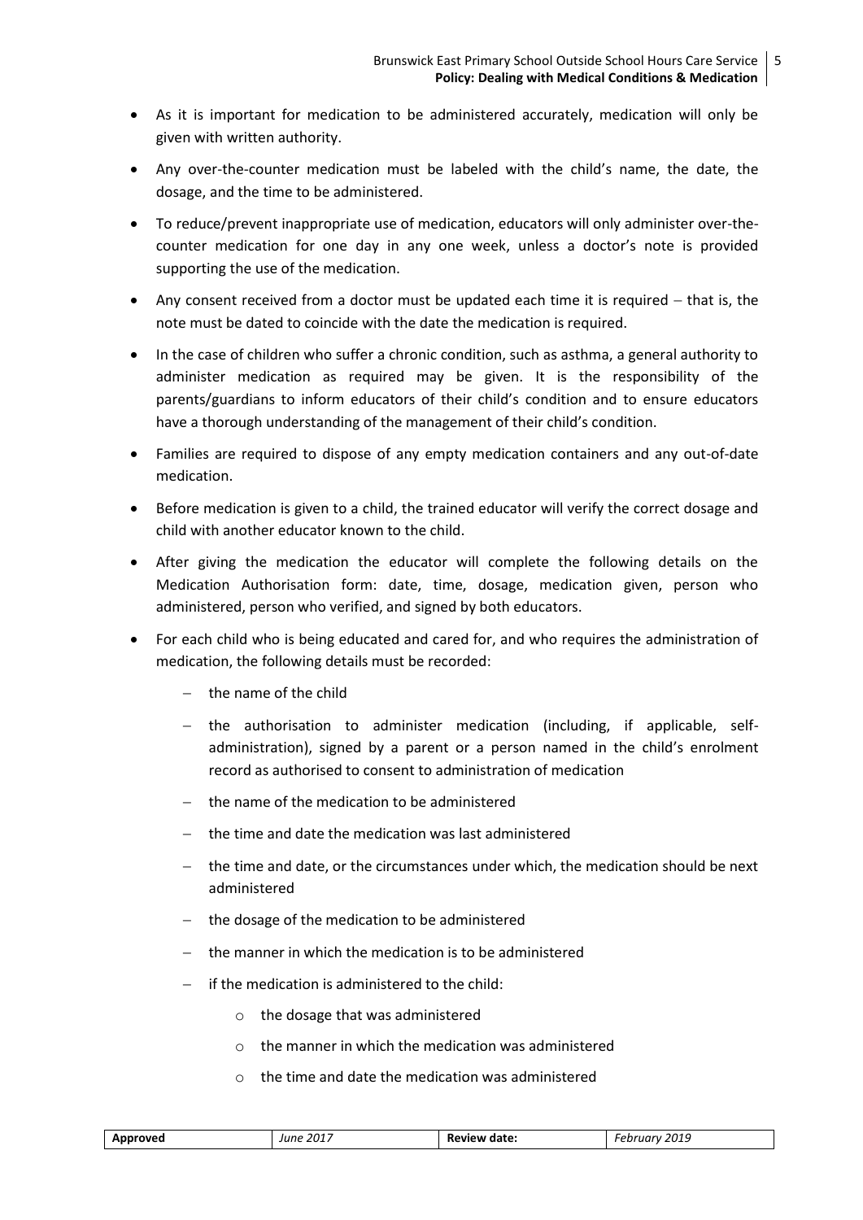- As it is important for medication to be administered accurately, medication will only be given with written authority.
- Any over-the-counter medication must be labeled with the child's name, the date, the dosage, and the time to be administered.
- To reduce/prevent inappropriate use of medication, educators will only administer over-the-counter medication for one day in any one week, unless a doctor's note is provided supporting the use of the medication.
- Any consent received from a doctor must be updated each time it is required – that is, the note must be dated to coincide with the date the medication is required.
- In the case of children who suffer a chronic condition, such as asthma, a general authority to administer medication as required may be given. It is the responsibility of the parents/guardians to inform educators of their child's condition and to ensure educators have a thorough understanding of the management of their child's condition.
- Families are required to dispose of any empty medication containers and any out-of-date medication.
- Before medication is given to a child, the trained educator will verify the correct dosage and child with another educator known to the child.
- After giving the medication the educator will complete the following details on the Medication Authorisation form: date, time, dosage, medication given, person who administered, person who verified, and signed by both educators.
- For each child who is being educated and cared for, and who requires the administration of medication, the following details must be recorded:
  - the name of the child
  - the authorisation to administer medication (including, if applicable, self-administration), signed by a parent or a person named in the child's enrolment record as authorised to consent to administration of medication
  - the name of the medication to be administered
  - the time and date the medication was last administered
  - the time and date, or the circumstances under which, the medication should be next administered
  - the dosage of the medication to be administered
  - the manner in which the medication is to be administered
  - if the medication is administered to the child:
    - the dosage that was administered
    - the manner in which the medication was administered
    - the time and date the medication was administered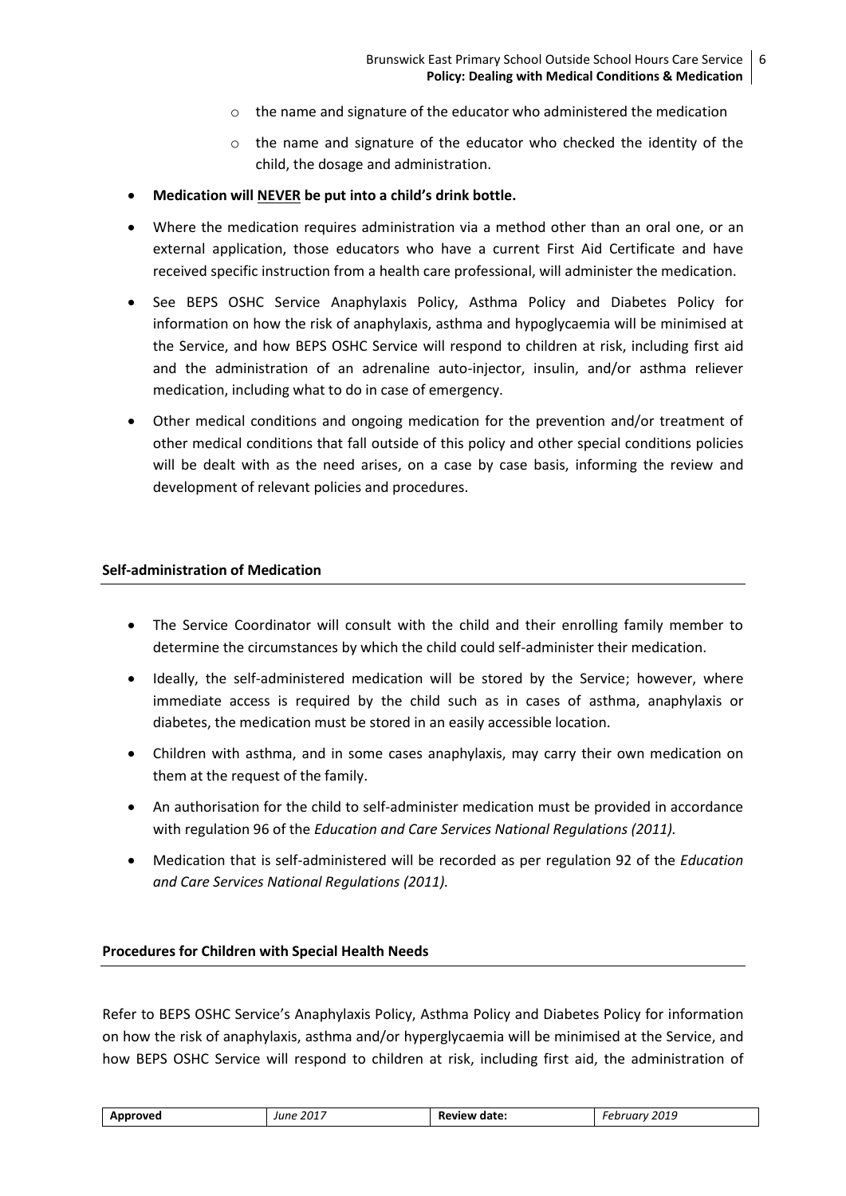- the name and signature of the educator who administered the medication
  - the name and signature of the educator who checked the identity of the child, the dosage and administration.

- **Medication will NEVER be put into a child's drink bottle.**
- Where the medication requires administration via a method other than an oral one, or an external application, those educators who have a current First Aid Certificate and have received specific instruction from a health care professional, will administer the medication.
- See BEPS OSHC Service Anaphylaxis Policy, Asthma Policy and Diabetes Policy for information on how the risk of anaphylaxis, asthma and hypoglycaemia will be minimised at the Service, and how BEPS OSHC Service will respond to children at risk, including first aid and the administration of an adrenaline auto-injector, insulin, and/or asthma reliever medication, including what to do in case of emergency.
- Other medical conditions and ongoing medication for the prevention and/or treatment of other medical conditions that fall outside of this policy and other special conditions policies will be dealt with as the need arises, on a case by case basis, informing the review and development of relevant policies and procedures.

**Self-administration of Medication**

- The Service Coordinator will consult with the child and their enrolling family member to determine the circumstances by which the child could self-administer their medication.
- Ideally, the self-administered medication will be stored by the Service; however, where immediate access is required by the child such as in cases of asthma, anaphylaxis or diabetes, the medication must be stored in an easily accessible location.
- Children with asthma, and in some cases anaphylaxis, may carry their own medication on them at the request of the family.
- An authorisation for the child to self-administer medication must be provided in accordance with regulation 96 of the *Education and Care Services National Regulations (2011).*
- Medication that is self-administered will be recorded as per regulation 92 of the *Education and Care Services National Regulations (2011).*

**Procedures for Children with Special Health Needs**

Refer to BEPS OSHC Service's Anaphylaxis Policy, Asthma Policy and Diabetes Policy for information on how the risk of anaphylaxis, asthma and/or hyperglycaemia will be minimised at the Service, and how BEPS OSHC Service will respond to children at risk, including first aid, the administration of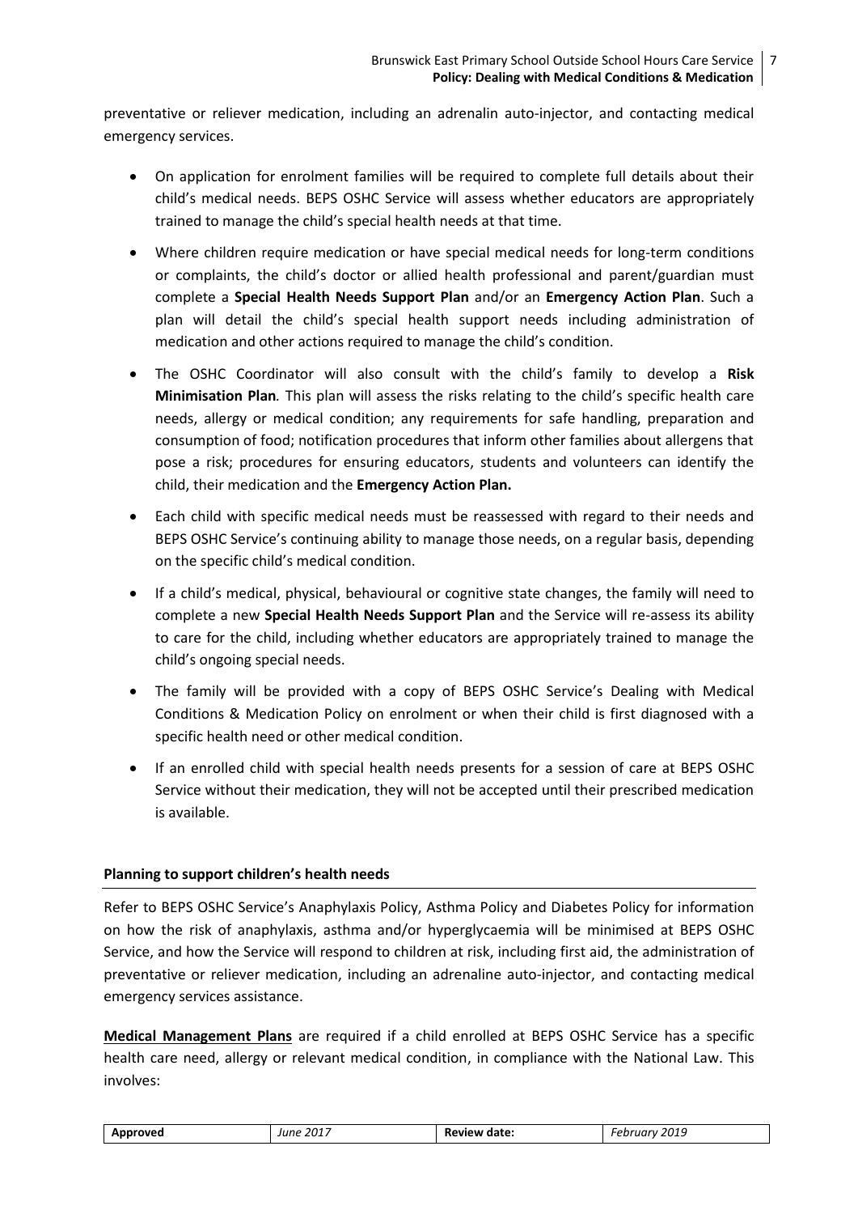preventative or reliever medication, including an adrenalin auto-injector, and contacting medical emergency services.

- On application for enrolment families will be required to complete full details about their child's medical needs. BEPS OSHC Service will assess whether educators are appropriately trained to manage the child's special health needs at that time.
- Where children require medication or have special medical needs for long-term conditions or complaints, the child's doctor or allied health professional and parent/guardian must complete a **Special Health Needs Support Plan** and/or an **Emergency Action Plan**. Such a plan will detail the child's special health support needs including administration of medication and other actions required to manage the child's condition.
- The OSHC Coordinator will also consult with the child's family to develop a **Risk Minimisation Plan***.* This plan will assess the risks relating to the child's specific health care needs, allergy or medical condition; any requirements for safe handling, preparation and consumption of food; notification procedures that inform other families about allergens that pose a risk; procedures for ensuring educators, students and volunteers can identify the child, their medication and the **Emergency Action Plan.**
- Each child with specific medical needs must be reassessed with regard to their needs and BEPS OSHC Service's continuing ability to manage those needs, on a regular basis, depending on the specific child's medical condition.
- If a child's medical, physical, behavioural or cognitive state changes, the family will need to complete a new **Special Health Needs Support Plan** and the Service will re-assess its ability to care for the child, including whether educators are appropriately trained to manage the child's ongoing special needs.
- The family will be provided with a copy of BEPS OSHC Service's Dealing with Medical Conditions & Medication Policy on enrolment or when their child is first diagnosed with a specific health need or other medical condition.
- If an enrolled child with special health needs presents for a session of care at BEPS OSHC Service without their medication, they will not be accepted until their prescribed medication is available.

**Planning to support children's health needs**

Refer to BEPS OSHC Service's Anaphylaxis Policy, Asthma Policy and Diabetes Policy for information on how the risk of anaphylaxis, asthma and/or hyperglycaemia will be minimised at BEPS OSHC Service, and how the Service will respond to children at risk, including first aid, the administration of preventative or reliever medication, including an adrenaline auto-injector, and contacting medical emergency services assistance.

**Medical Management Plans** are required if a child enrolled at BEPS OSHC Service has a specific health care need, allergy or relevant medical condition, in compliance with the National Law. This involves: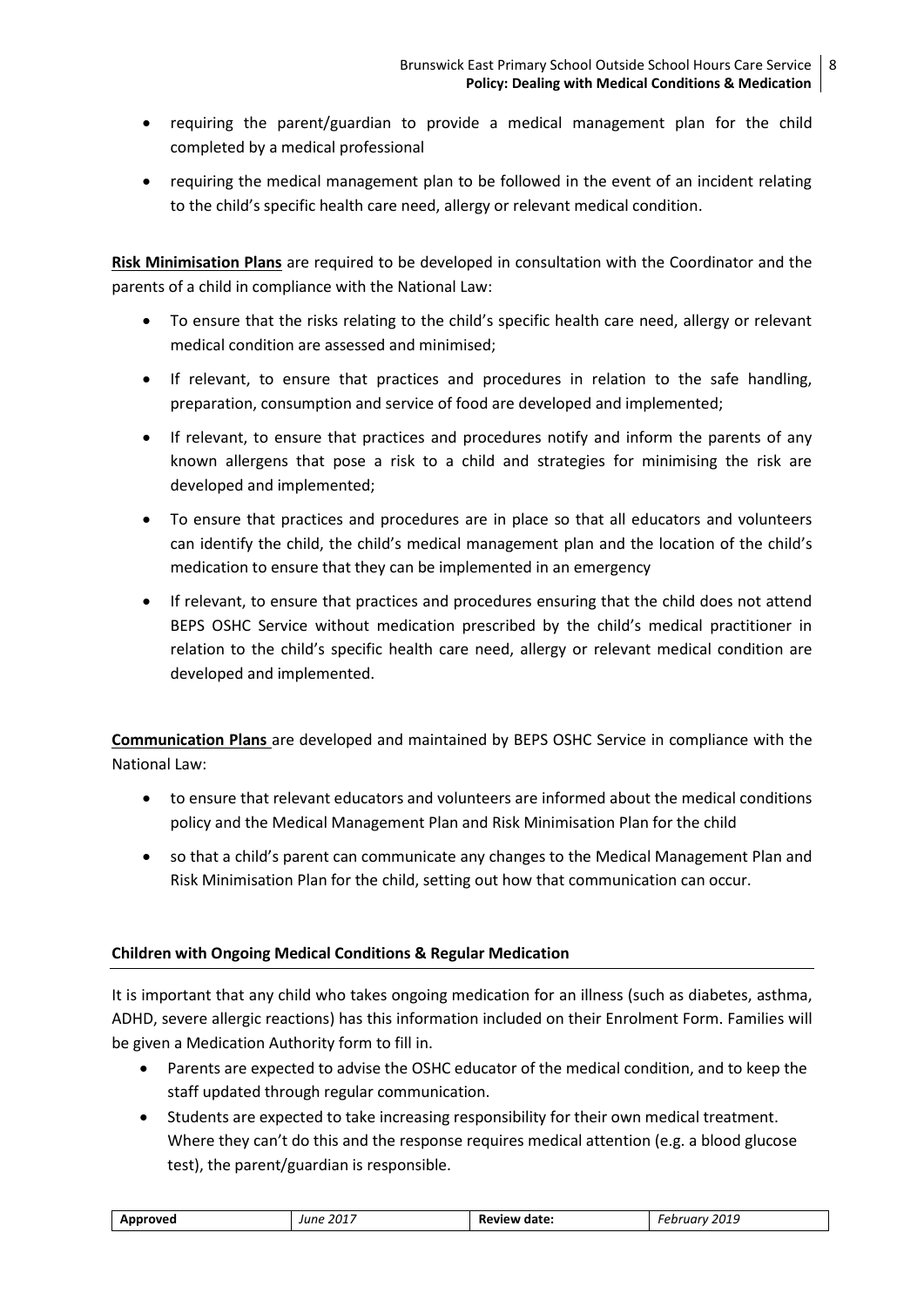- requiring the parent/guardian to provide a medical management plan for the child completed by a medical professional
- requiring the medical management plan to be followed in the event of an incident relating to the child's specific health care need, allergy or relevant medical condition.

**Risk Minimisation Plans** are required to be developed in consultation with the Coordinator and the parents of a child in compliance with the National Law:

- To ensure that the risks relating to the child's specific health care need, allergy or relevant medical condition are assessed and minimised;
- If relevant, to ensure that practices and procedures in relation to the safe handling, preparation, consumption and service of food are developed and implemented;
- If relevant, to ensure that practices and procedures notify and inform the parents of any known allergens that pose a risk to a child and strategies for minimising the risk are developed and implemented;
- To ensure that practices and procedures are in place so that all educators and volunteers can identify the child, the child's medical management plan and the location of the child's medication to ensure that they can be implemented in an emergency
- If relevant, to ensure that practices and procedures ensuring that the child does not attend BEPS OSHC Service without medication prescribed by the child's medical practitioner in relation to the child's specific health care need, allergy or relevant medical condition are developed and implemented.

**Communication Plans** are developed and maintained by BEPS OSHC Service in compliance with the National Law:

- to ensure that relevant educators and volunteers are informed about the medical conditions policy and the Medical Management Plan and Risk Minimisation Plan for the child
- so that a child's parent can communicate any changes to the Medical Management Plan and Risk Minimisation Plan for the child, setting out how that communication can occur.

**Children with Ongoing Medical Conditions & Regular Medication**

It is important that any child who takes ongoing medication for an illness (such as diabetes, asthma, ADHD, severe allergic reactions) has this information included on their Enrolment Form. Families will be given a Medication Authority form to fill in.

- Parents are expected to advise the OSHC educator of the medical condition, and to keep the staff updated through regular communication.
- Students are expected to take increasing responsibility for their own medical treatment. Where they can't do this and the response requires medical attention (e.g. a blood glucose test), the parent/guardian is responsible.

| Approved | *June 2017* | Review date: | *February 2019* |
|---|---|---|---|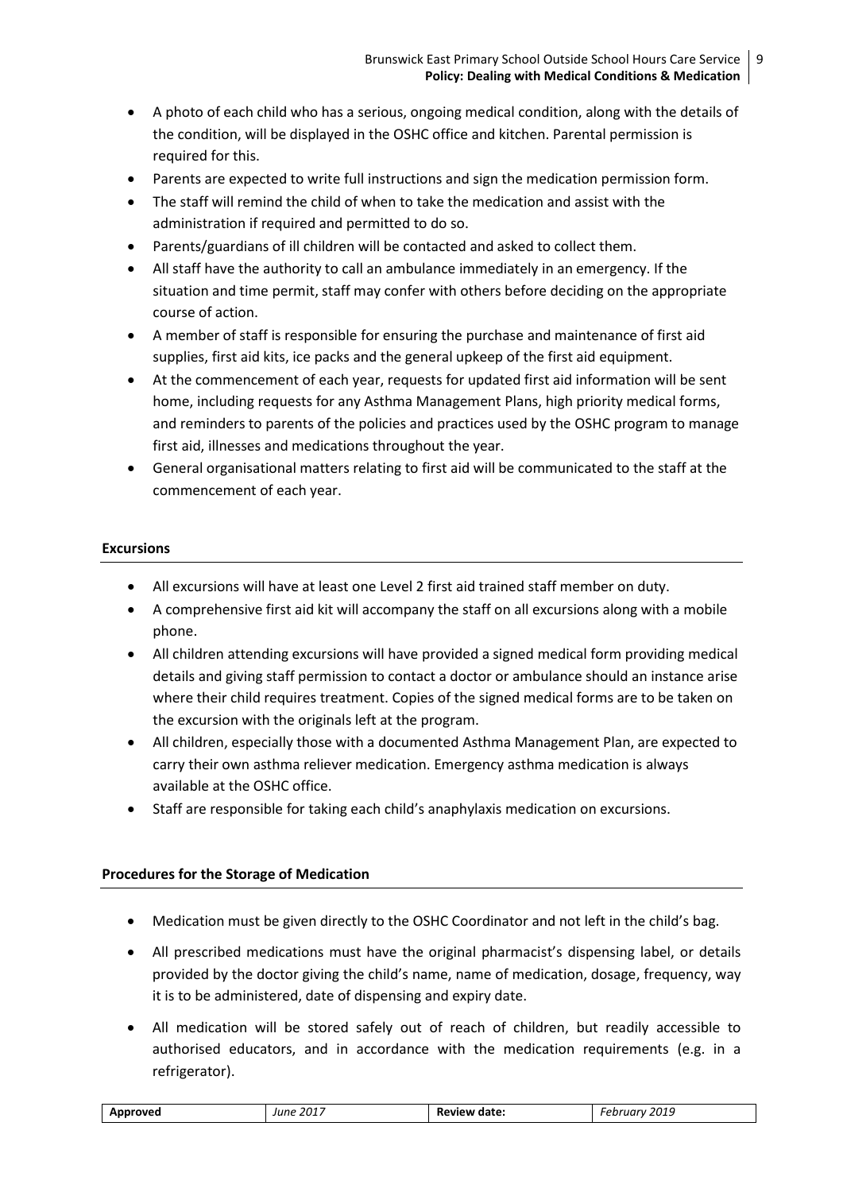- A photo of each child who has a serious, ongoing medical condition, along with the details of the condition, will be displayed in the OSHC office and kitchen. Parental permission is required for this.
- Parents are expected to write full instructions and sign the medication permission form.
- The staff will remind the child of when to take the medication and assist with the administration if required and permitted to do so.
- Parents/guardians of ill children will be contacted and asked to collect them.
- All staff have the authority to call an ambulance immediately in an emergency. If the situation and time permit, staff may confer with others before deciding on the appropriate course of action.
- A member of staff is responsible for ensuring the purchase and maintenance of first aid supplies, first aid kits, ice packs and the general upkeep of the first aid equipment.
- At the commencement of each year, requests for updated first aid information will be sent home, including requests for any Asthma Management Plans, high priority medical forms, and reminders to parents of the policies and practices used by the OSHC program to manage first aid, illnesses and medications throughout the year.
- General organisational matters relating to first aid will be communicated to the staff at the commencement of each year.

**Excursions**

- All excursions will have at least one Level 2 first aid trained staff member on duty.
- A comprehensive first aid kit will accompany the staff on all excursions along with a mobile phone.
- All children attending excursions will have provided a signed medical form providing medical details and giving staff permission to contact a doctor or ambulance should an instance arise where their child requires treatment. Copies of the signed medical forms are to be taken on the excursion with the originals left at the program.
- All children, especially those with a documented Asthma Management Plan, are expected to carry their own asthma reliever medication. Emergency asthma medication is always available at the OSHC office.
- Staff are responsible for taking each child's anaphylaxis medication on excursions.

**Procedures for the Storage of Medication**

- Medication must be given directly to the OSHC Coordinator and not left in the child's bag.
- All prescribed medications must have the original pharmacist's dispensing label, or details provided by the doctor giving the child's name, name of medication, dosage, frequency, way it is to be administered, date of dispensing and expiry date.
- All medication will be stored safely out of reach of children, but readily accessible to authorised educators, and in accordance with the medication requirements (e.g. in a refrigerator).

| Approved | *June 2017* | Review date: | *February 2019* |
|---|---|---|---|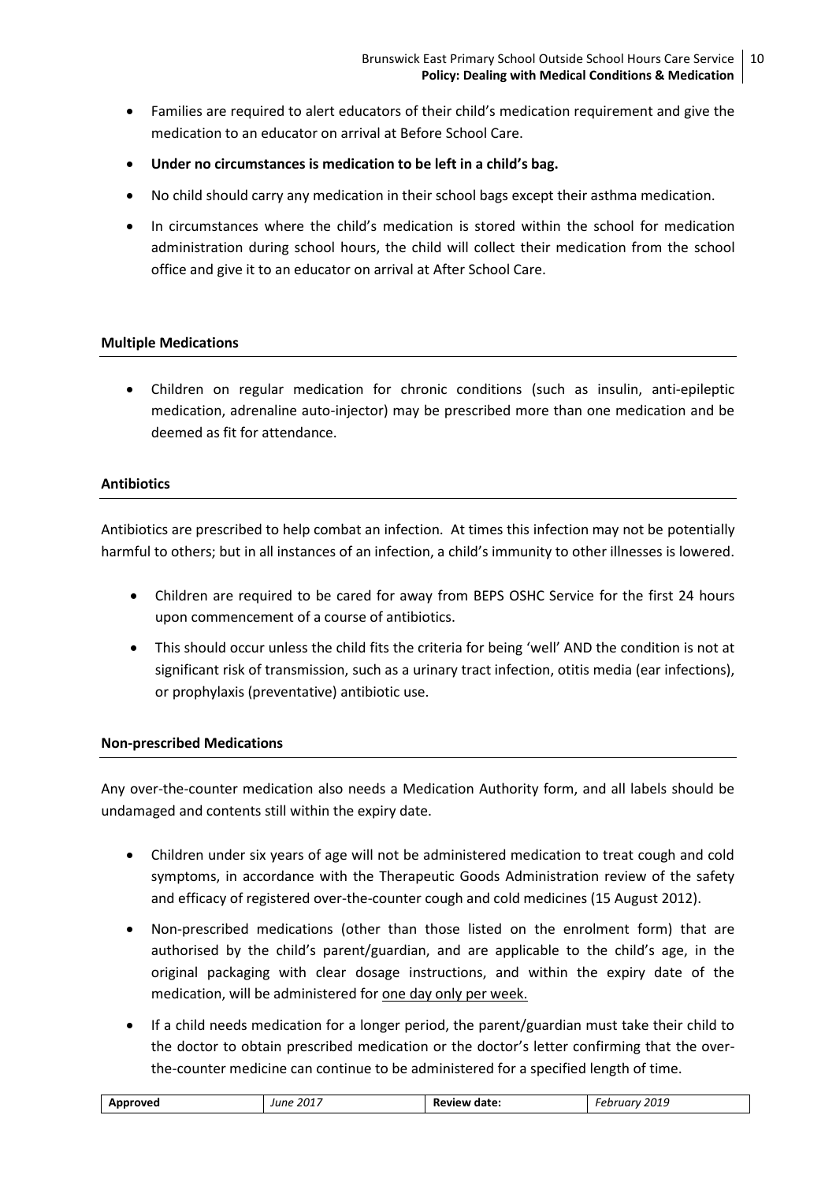- Families are required to alert educators of their child's medication requirement and give the medication to an educator on arrival at Before School Care.
- **Under no circumstances is medication to be left in a child's bag.**
- No child should carry any medication in their school bags except their asthma medication.
- In circumstances where the child's medication is stored within the school for medication administration during school hours, the child will collect their medication from the school office and give it to an educator on arrival at After School Care.

### Multiple Medications

- Children on regular medication for chronic conditions (such as insulin, anti-epileptic medication, adrenaline auto-injector) may be prescribed more than one medication and be deemed as fit for attendance.

### Antibiotics

Antibiotics are prescribed to help combat an infection. At times this infection may not be potentially harmful to others; but in all instances of an infection, a child's immunity to other illnesses is lowered.

- Children are required to be cared for away from BEPS OSHC Service for the first 24 hours upon commencement of a course of antibiotics.
- This should occur unless the child fits the criteria for being 'well' AND the condition is not at significant risk of transmission, such as a urinary tract infection, otitis media (ear infections), or prophylaxis (preventative) antibiotic use.

### Non-prescribed Medications

Any over-the-counter medication also needs a Medication Authority form, and all labels should be undamaged and contents still within the expiry date.

- Children under six years of age will not be administered medication to treat cough and cold symptoms, in accordance with the Therapeutic Goods Administration review of the safety and efficacy of registered over-the-counter cough and cold medicines (15 August 2012).
- Non-prescribed medications (other than those listed on the enrolment form) that are authorised by the child's parent/guardian, and are applicable to the child's age, in the original packaging with clear dosage instructions, and within the expiry date of the medication, will be administered for <u>one day only per week.</u>
- If a child needs medication for a longer period, the parent/guardian must take their child to the doctor to obtain prescribed medication or the doctor's letter confirming that the over-the-counter medicine can continue to be administered for a specified length of time.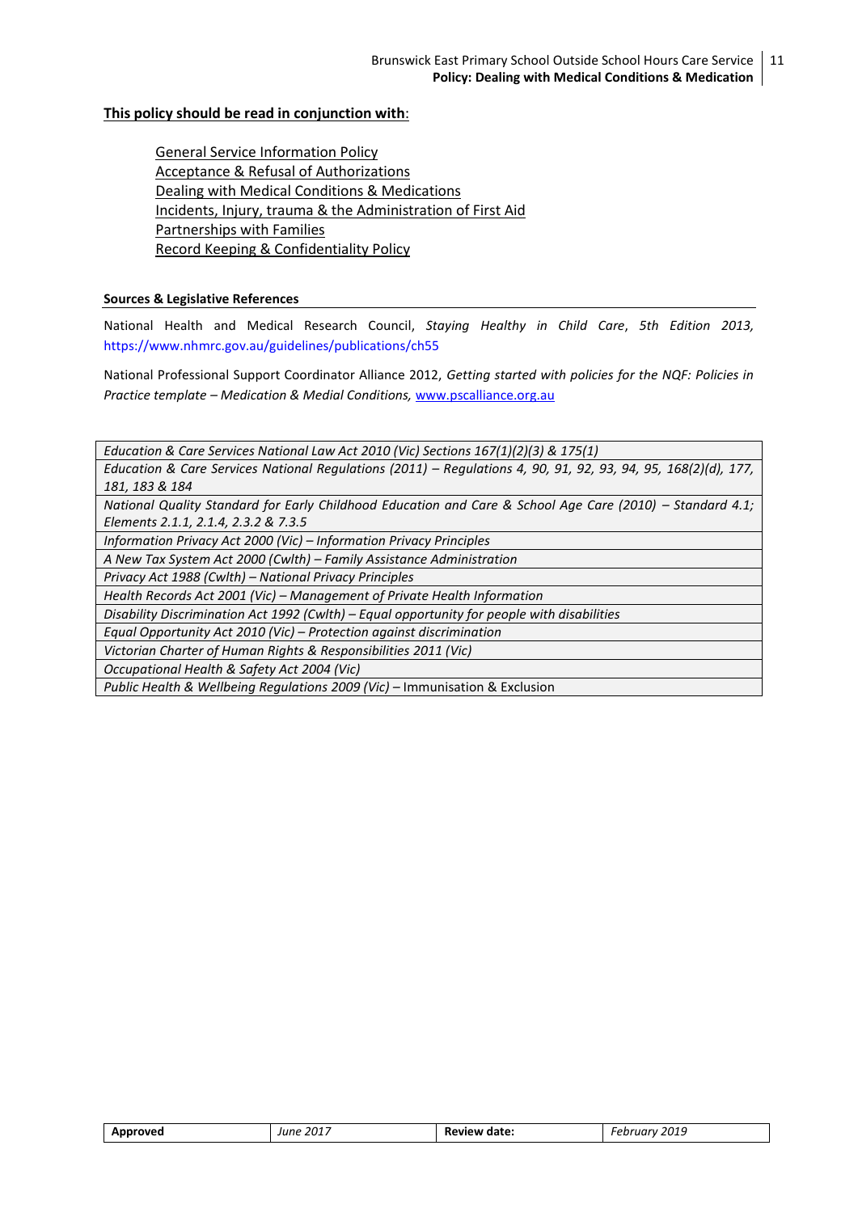**This policy should be read in conjunction with**:

- General Service Information Policy
- Acceptance & Refusal of Authorizations
- Dealing with Medical Conditions & Medications
- Incidents, Injury, trauma & the Administration of First Aid
- Partnerships with Families
- Record Keeping & Confidentiality Policy

**Sources & Legislative References**

National Health and Medical Research Council, *Staying Healthy in Child Care*, *5th Edition 2013,* https://www.nhmrc.gov.au/guidelines/publications/ch55

National Professional Support Coordinator Alliance 2012, *Getting started with policies for the NQF: Policies in Practice template – Medication & Medial Conditions,* www.pscalliance.org.au

| |
|---|
| *Education & Care Services National Law Act 2010 (Vic) Sections 167(1)(2)(3) & 175(1)* |
| *Education & Care Services National Regulations (2011) – Regulations 4, 90, 91, 92, 93, 94, 95, 168(2)(d), 177, 181, 183 & 184* |
| *National Quality Standard for Early Childhood Education and Care & School Age Care (2010) – Standard 4.1; Elements 2.1.1, 2.1.4, 2.3.2 & 7.3.5* |
| *Information Privacy Act 2000 (Vic) – Information Privacy Principles* |
| *A New Tax System Act 2000 (Cwlth) – Family Assistance Administration* |
| *Privacy Act 1988 (Cwlth) – National Privacy Principles* |
| *Health Records Act 2001 (Vic) – Management of Private Health Information* |
| *Disability Discrimination Act 1992 (Cwlth) – Equal opportunity for people with disabilities* |
| *Equal Opportunity Act 2010 (Vic) – Protection against discrimination* |
| *Victorian Charter of Human Rights & Responsibilities 2011 (Vic)* |
| *Occupational Health & Safety Act 2004 (Vic)* |
| *Public Health & Wellbeing Regulations 2009 (Vic)* – Immunisation & Exclusion |

| **Approved** | *June 2017* | **Review date:** | *February 2019* |
|---|---|---|---|